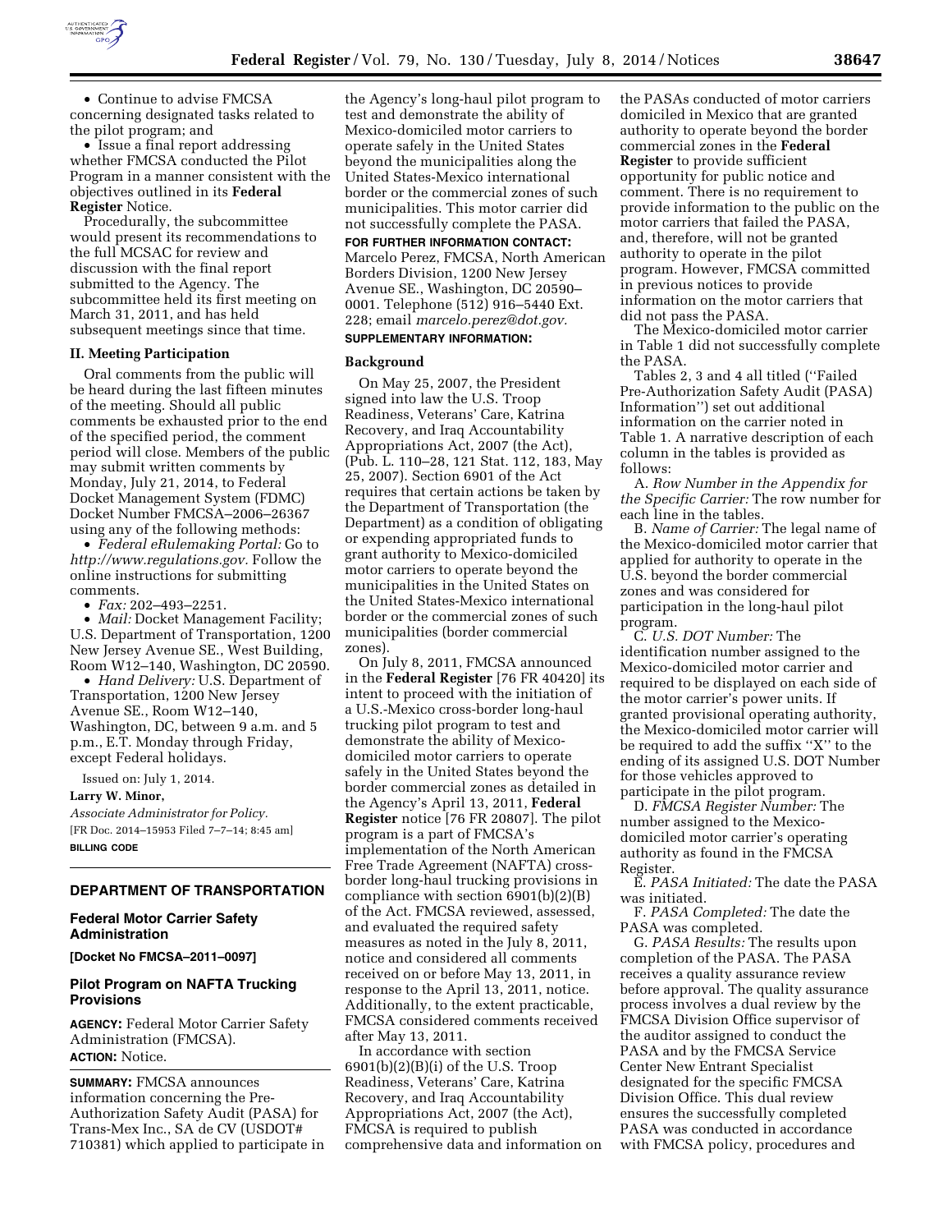- Continue to advise FMCSA concerning designated tasks related to the pilot program; and
- Issue a final report addressing whether FMCSA conducted the Pilot Program in a manner consistent with the objectives outlined in its **Federal Register** Notice.

Procedurally, the subcommittee would present its recommendations to the full MCSAC for review and discussion with the final report submitted to the Agency. The subcommittee held its first meeting on March 31, 2011, and has held subsequent meetings since that time.

### II. Meeting Participation

Oral comments from the public will be heard during the last fifteen minutes of the meeting. Should all public comments be exhausted prior to the end of the specified period, the comment period will close. Members of the public may submit written comments by Monday, July 21, 2014, to Federal Docket Management System (FDMC) Docket Number FMCSA–2006–26367 using any of the following methods:

- *Federal eRulemaking Portal:* Go to *http://www.regulations.gov.* Follow the online instructions for submitting comments.
- *Fax:* 202–493–2251.
- *Mail:* Docket Management Facility; U.S. Department of Transportation, 1200 New Jersey Avenue SE., West Building, Room W12–140, Washington, DC 20590.
- *Hand Delivery:* U.S. Department of Transportation, 1200 New Jersey Avenue SE., Room W12–140, Washington, DC, between 9 a.m. and 5 p.m., E.T. Monday through Friday, except Federal holidays.

Issued on: July 1, 2014.

**Larry W. Minor,**

*Associate Administrator for Policy.*

[FR Doc. 2014–15953 Filed 7–7–14; 8:45 am]

**BILLING CODE**

## DEPARTMENT OF TRANSPORTATION

### Federal Motor Carrier Safety Administration

**[Docket No FMCSA–2011–0097]**

### Pilot Program on NAFTA Trucking Provisions

**AGENCY:** Federal Motor Carrier Safety Administration (FMCSA).

**ACTION:** Notice.

**SUMMARY:** FMCSA announces information concerning the Pre-Authorization Safety Audit (PASA) for Trans-Mex Inc., SA de CV (USDOT# 710381) which applied to participate in the Agency's long-haul pilot program to test and demonstrate the ability of Mexico-domiciled motor carriers to operate safely in the United States beyond the municipalities along the United States-Mexico international border or the commercial zones of such municipalities. This motor carrier did not successfully complete the PASA.

**FOR FURTHER INFORMATION CONTACT:** Marcelo Perez, FMCSA, North American Borders Division, 1200 New Jersey Avenue SE., Washington, DC 20590–0001. Telephone (512) 916–5440 Ext. 228; email *marcelo.perez@dot.gov.*

**SUPPLEMENTARY INFORMATION:**

### Background

On May 25, 2007, the President signed into law the U.S. Troop Readiness, Veterans' Care, Katrina Recovery, and Iraq Accountability Appropriations Act, 2007 (the Act), (Pub. L. 110–28, 121 Stat. 112, 183, May 25, 2007). Section 6901 of the Act requires that certain actions be taken by the Department of Transportation (the Department) as a condition of obligating or expending appropriated funds to grant authority to Mexico-domiciled motor carriers to operate beyond the municipalities in the United States on the United States-Mexico international border or the commercial zones of such municipalities (border commercial zones).

On July 8, 2011, FMCSA announced in the **Federal Register** [76 FR 40420] its intent to proceed with the initiation of a U.S.-Mexico cross-border long-haul trucking pilot program to test and demonstrate the ability of Mexico-domiciled motor carriers to operate safely in the United States beyond the border commercial zones as detailed in the Agency's April 13, 2011, **Federal Register** notice [76 FR 20807]. The pilot program is a part of FMCSA's implementation of the North American Free Trade Agreement (NAFTA) cross-border long-haul trucking provisions in compliance with section 6901(b)(2)(B) of the Act. FMCSA reviewed, assessed, and evaluated the required safety measures as noted in the July 8, 2011, notice and considered all comments received on or before May 13, 2011, in response to the April 13, 2011, notice. Additionally, to the extent practicable, FMCSA considered comments received after May 13, 2011.

In accordance with section 6901(b)(2)(B)(i) of the U.S. Troop Readiness, Veterans' Care, Katrina Recovery, and Iraq Accountability Appropriations Act, 2007 (the Act), FMCSA is required to publish comprehensive data and information on the PASAs conducted of motor carriers domiciled in Mexico that are granted authority to operate beyond the border commercial zones in the **Federal Register** to provide sufficient opportunity for public notice and comment. There is no requirement to provide information to the public on the motor carriers that failed the PASA, and, therefore, will not be granted authority to operate in the pilot program. However, FMCSA committed in previous notices to provide information on the motor carriers that did not pass the PASA.

The Mexico-domiciled motor carrier in Table 1 did not successfully complete the PASA.

Tables 2, 3 and 4 all titled (''Failed Pre-Authorization Safety Audit (PASA) Information'') set out additional information on the carrier noted in Table 1. A narrative description of each column in the tables is provided as follows:

A. *Row Number in the Appendix for the Specific Carrier:* The row number for each line in the tables.

B. *Name of Carrier:* The legal name of the Mexico-domiciled motor carrier that applied for authority to operate in the U.S. beyond the border commercial zones and was considered for participation in the long-haul pilot program.

C. *U.S. DOT Number:* The identification number assigned to the Mexico-domiciled motor carrier and required to be displayed on each side of the motor carrier's power units. If granted provisional operating authority, the Mexico-domiciled motor carrier will be required to add the suffix ''X'' to the ending of its assigned U.S. DOT Number for those vehicles approved to participate in the pilot program.

D. *FMCSA Register Number:* The number assigned to the Mexico-domiciled motor carrier's operating authority as found in the FMCSA Register.

E. *PASA Initiated:* The date the PASA was initiated.

F. *PASA Completed:* The date the PASA was completed.

G. *PASA Results:* The results upon completion of the PASA. The PASA receives a quality assurance review before approval. The quality assurance process involves a dual review by the FMCSA Division Office supervisor of the auditor assigned to conduct the PASA and by the FMCSA Service Center New Entrant Specialist designated for the specific FMCSA Division Office. This dual review ensures the successfully completed PASA was conducted in accordance with FMCSA policy, procedures and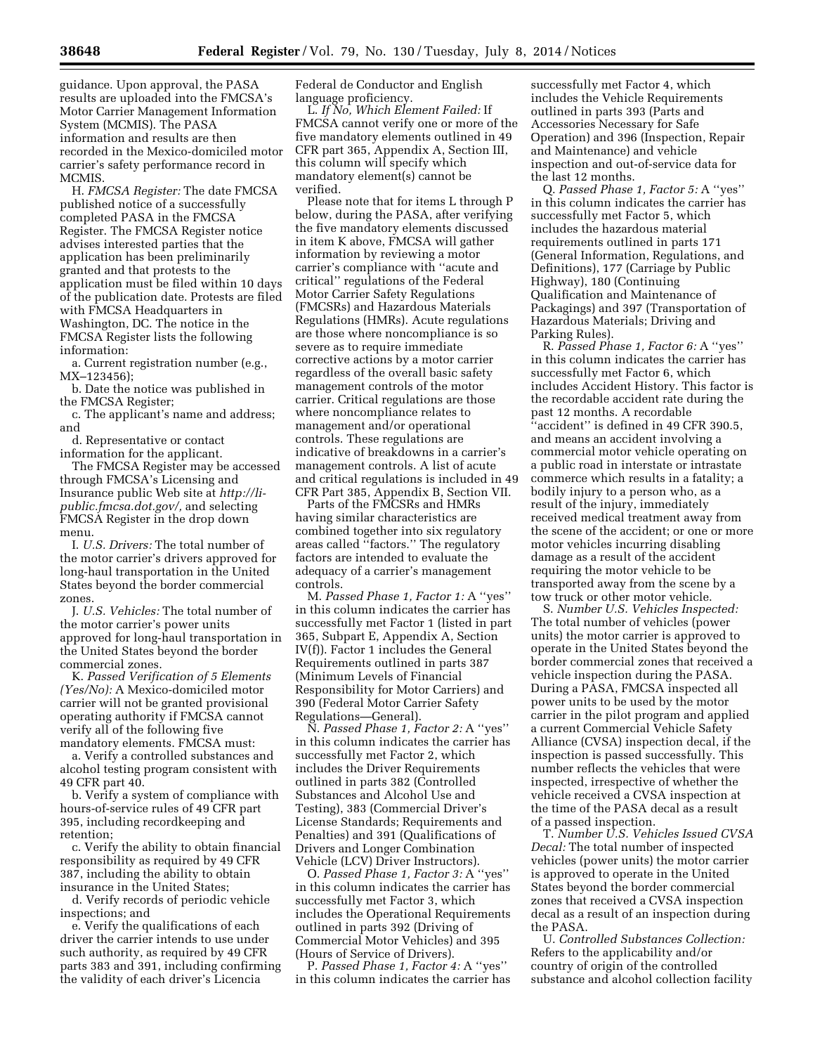guidance. Upon approval, the PASA results are uploaded into the FMCSA's Motor Carrier Management Information System (MCMIS). The PASA information and results are then recorded in the Mexico-domiciled motor carrier's safety performance record in MCMIS.

H. *FMCSA Register:* The date FMCSA published notice of a successfully completed PASA in the FMCSA Register. The FMCSA Register notice advises interested parties that the application has been preliminarily granted and that protests to the application must be filed within 10 days of the publication date. Protests are filed with FMCSA Headquarters in Washington, DC. The notice in the FMCSA Register lists the following information:

a. Current registration number (e.g., MX–123456);

b. Date the notice was published in the FMCSA Register;

c. The applicant's name and address; and

d. Representative or contact information for the applicant.

The FMCSA Register may be accessed through FMCSA's Licensing and Insurance public Web site at *http://li-public.fmcsa.dot.gov/,* and selecting FMCSA Register in the drop down menu.

I. *U.S. Drivers:* The total number of the motor carrier's drivers approved for long-haul transportation in the United States beyond the border commercial zones.

J. *U.S. Vehicles:* The total number of the motor carrier's power units approved for long-haul transportation in the United States beyond the border commercial zones.

K. *Passed Verification of 5 Elements (Yes/No):* A Mexico-domiciled motor carrier will not be granted provisional operating authority if FMCSA cannot verify all of the following five mandatory elements. FMCSA must:

a. Verify a controlled substances and alcohol testing program consistent with 49 CFR part 40.

b. Verify a system of compliance with hours-of-service rules of 49 CFR part 395, including recordkeeping and retention;

c. Verify the ability to obtain financial responsibility as required by 49 CFR 387, including the ability to obtain insurance in the United States;

d. Verify records of periodic vehicle inspections; and

e. Verify the qualifications of each driver the carrier intends to use under such authority, as required by 49 CFR parts 383 and 391, including confirming the validity of each driver's Licencia Federal de Conductor and English language proficiency.

L. *If No, Which Element Failed:* If FMCSA cannot verify one or more of the five mandatory elements outlined in 49 CFR part 365, Appendix A, Section III, this column will specify which mandatory element(s) cannot be verified.

Please note that for items L through P below, during the PASA, after verifying the five mandatory elements discussed in item K above, FMCSA will gather information by reviewing a motor carrier's compliance with "acute and critical" regulations of the Federal Motor Carrier Safety Regulations (FMCSRs) and Hazardous Materials Regulations (HMRs). Acute regulations are those where noncompliance is so severe as to require immediate corrective actions by a motor carrier regardless of the overall basic safety management controls of the motor carrier. Critical regulations are those where noncompliance relates to management and/or operational controls. These regulations are indicative of breakdowns in a carrier's management controls. A list of acute and critical regulations is included in 49 CFR Part 385, Appendix B, Section VII.

Parts of the FMCSRs and HMRs having similar characteristics are combined together into six regulatory areas called "factors." The regulatory factors are intended to evaluate the adequacy of a carrier's management controls.

M. *Passed Phase 1, Factor 1:* A "yes" in this column indicates the carrier has successfully met Factor 1 (listed in part 365, Subpart E, Appendix A, Section IV(f)). Factor 1 includes the General Requirements outlined in parts 387 (Minimum Levels of Financial Responsibility for Motor Carriers) and 390 (Federal Motor Carrier Safety Regulations—General).

N. *Passed Phase 1, Factor 2:* A "yes" in this column indicates the carrier has successfully met Factor 2, which includes the Driver Requirements outlined in parts 382 (Controlled Substances and Alcohol Use and Testing), 383 (Commercial Driver's License Standards; Requirements and Penalties) and 391 (Qualifications of Drivers and Longer Combination Vehicle (LCV) Driver Instructors).

O. *Passed Phase 1, Factor 3:* A "yes" in this column indicates the carrier has successfully met Factor 3, which includes the Operational Requirements outlined in parts 392 (Driving of Commercial Motor Vehicles) and 395 (Hours of Service of Drivers).

P. *Passed Phase 1, Factor 4:* A "yes" in this column indicates the carrier has successfully met Factor 4, which includes the Vehicle Requirements outlined in parts 393 (Parts and Accessories Necessary for Safe Operation) and 396 (Inspection, Repair and Maintenance) and vehicle inspection and out-of-service data for the last 12 months.

Q. *Passed Phase 1, Factor 5:* A "yes" in this column indicates the carrier has successfully met Factor 5, which includes the hazardous material requirements outlined in parts 171 (General Information, Regulations, and Definitions), 177 (Carriage by Public Highway), 180 (Continuing Qualification and Maintenance of Packagings) and 397 (Transportation of Hazardous Materials; Driving and Parking Rules).

R. *Passed Phase 1, Factor 6:* A "yes" in this column indicates the carrier has successfully met Factor 6, which includes Accident History. This factor is the recordable accident rate during the past 12 months. A recordable "accident" is defined in 49 CFR 390.5, and means an accident involving a commercial motor vehicle operating on a public road in interstate or intrastate commerce which results in a fatality; a bodily injury to a person who, as a result of the injury, immediately received medical treatment away from the scene of the accident; or one or more motor vehicles incurring disabling damage as a result of the accident requiring the motor vehicle to be transported away from the scene by a tow truck or other motor vehicle.

S. *Number U.S. Vehicles Inspected:* The total number of vehicles (power units) the motor carrier is approved to operate in the United States beyond the border commercial zones that received a vehicle inspection during the PASA. During a PASA, FMCSA inspected all power units to be used by the motor carrier in the pilot program and applied a current Commercial Vehicle Safety Alliance (CVSA) inspection decal, if the inspection is passed successfully. This number reflects the vehicles that were inspected, irrespective of whether the vehicle received a CVSA inspection at the time of the PASA decal as a result of a passed inspection.

T. *Number U.S. Vehicles Issued CVSA Decal:* The total number of inspected vehicles (power units) the motor carrier is approved to operate in the United States beyond the border commercial zones that received a CVSA inspection decal as a result of an inspection during the PASA.

U. *Controlled Substances Collection:* Refers to the applicability and/or country of origin of the controlled substance and alcohol collection facility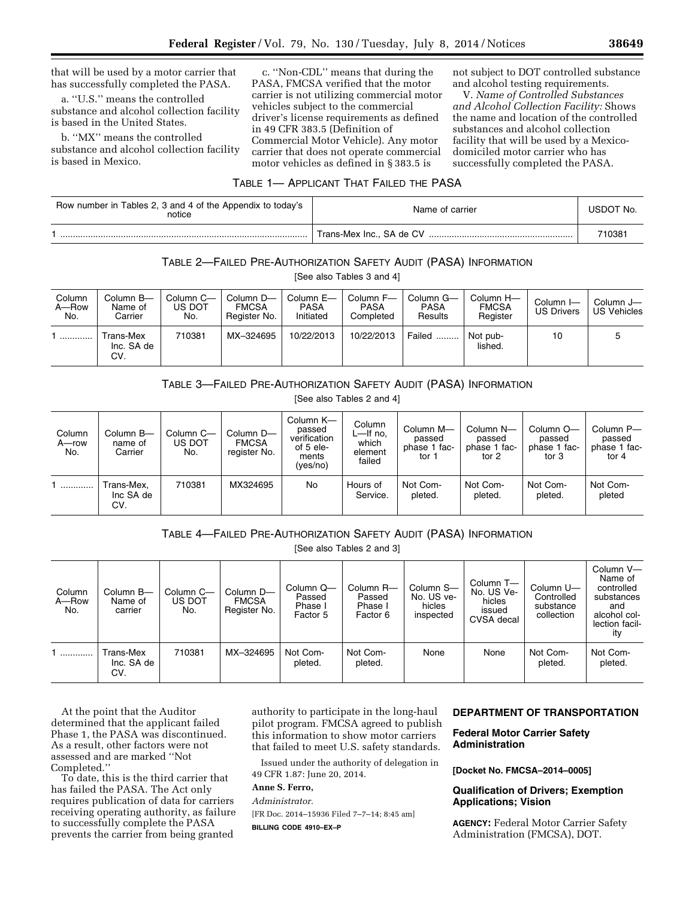that will be used by a motor carrier that has successfully completed the PASA.

a. ''U.S.'' means the controlled substance and alcohol collection facility is based in the United States.

b. ''MX'' means the controlled substance and alcohol collection facility is based in Mexico.

c. ''Non-CDL'' means that during the PASA, FMCSA verified that the motor carrier is not utilizing commercial motor vehicles subject to the commercial driver's license requirements as defined in 49 CFR 383.5 (Definition of Commercial Motor Vehicle). Any motor carrier that does not operate commercial motor vehicles as defined in § 383.5 is not subject to DOT controlled substance and alcohol testing requirements.

V. *Name of Controlled Substances and Alcohol Collection Facility:* Shows the name and location of the controlled substances and alcohol collection facility that will be used by a Mexico-domiciled motor carrier who has successfully completed the PASA.

TABLE 1— APPLICANT THAT FAILED THE PASA

| Row number in Tables 2, 3 and 4 of the Appendix to today's notice | Name of carrier | USDOT No. |
|---|---|---|
| 1 | Trans-Mex Inc., SA de CV | 710381 |

TABLE 2—FAILED PRE-AUTHORIZATION SAFETY AUDIT (PASA) INFORMATION

[See also Tables 3 and 4]

| Column A—Row No. | Column B—Name of Carrier | Column C—US DOT No. | Column D—FMCSA Register No. | Column E—PASA Initiated | Column F—PASA Completed | Column G—PASA Results | Column H—FMCSA Register | Column I—US Drivers | Column J—US Vehicles |
|---|---|---|---|---|---|---|---|---|---|
| 1 | Trans-Mex Inc. SA de CV. | 710381 | MX–324695 | 10/22/2013 | 10/22/2013 | Failed | Not published. | 10 | 5 |

TABLE 3—FAILED PRE-AUTHORIZATION SAFETY AUDIT (PASA) INFORMATION

[See also Tables 2 and 4]

| Column A—row No. | Column B—name of Carrier | Column C—US DOT No. | Column D—FMCSA register No. | Column K—passed verification of 5 elements (yes/no) | Column L—If no, which element failed | Column M—passed phase 1 factor 1 | Column N—passed phase 1 factor 2 | Column O—passed phase 1 factor 3 | Column P—passed phase 1 factor 4 |
|---|---|---|---|---|---|---|---|---|---|
| 1 | Trans-Mex, Inc SA de CV. | 710381 | MX324695 | No | Hours of Service. | Not Completed. | Not Completed. | Not Completed. | Not Completed |

TABLE 4—FAILED PRE-AUTHORIZATION SAFETY AUDIT (PASA) INFORMATION

[See also Tables 2 and 3]

| Column A—Row No. | Column B—Name of carrier | Column C—US DOT No. | Column D—FMCSA Register No. | Column Q—Passed Phase I Factor 5 | Column R—Passed Phase I Factor 6 | Column S—No. US vehicles inspected | Column T—No. US Vehicles issued CVSA decal | Column U—Controlled substance collection | Column V—Name of controlled substances and alcohol collection facility |
|---|---|---|---|---|---|---|---|---|---|
| 1 | Trans-Mex Inc. SA de CV. | 710381 | MX–324695 | Not Completed. | Not Completed. | None | None | Not Completed. | Not Completed. |

At the point that the Auditor determined that the applicant failed Phase 1, the PASA was discontinued. As a result, other factors were not assessed and are marked ''Not Completed.''

To date, this is the third carrier that has failed the PASA. The Act only requires publication of data for carriers receiving operating authority, as failure to successfully complete the PASA prevents the carrier from being granted authority to participate in the long-haul pilot program. FMCSA agreed to publish this information to show motor carriers that failed to meet U.S. safety standards.

Issued under the authority of delegation in 49 CFR 1.87: June 20, 2014.

**Anne S. Ferro,**

*Administrator.*

[FR Doc. 2014–15936 Filed 7–7–14; 8:45 am]

**BILLING CODE 4910–EX–P**

## DEPARTMENT OF TRANSPORTATION

## Federal Motor Carrier Safety Administration

**[Docket No. FMCSA–2014–0005]**

## Qualification of Drivers; Exemption Applications; Vision

**AGENCY:** Federal Motor Carrier Safety Administration (FMCSA), DOT.